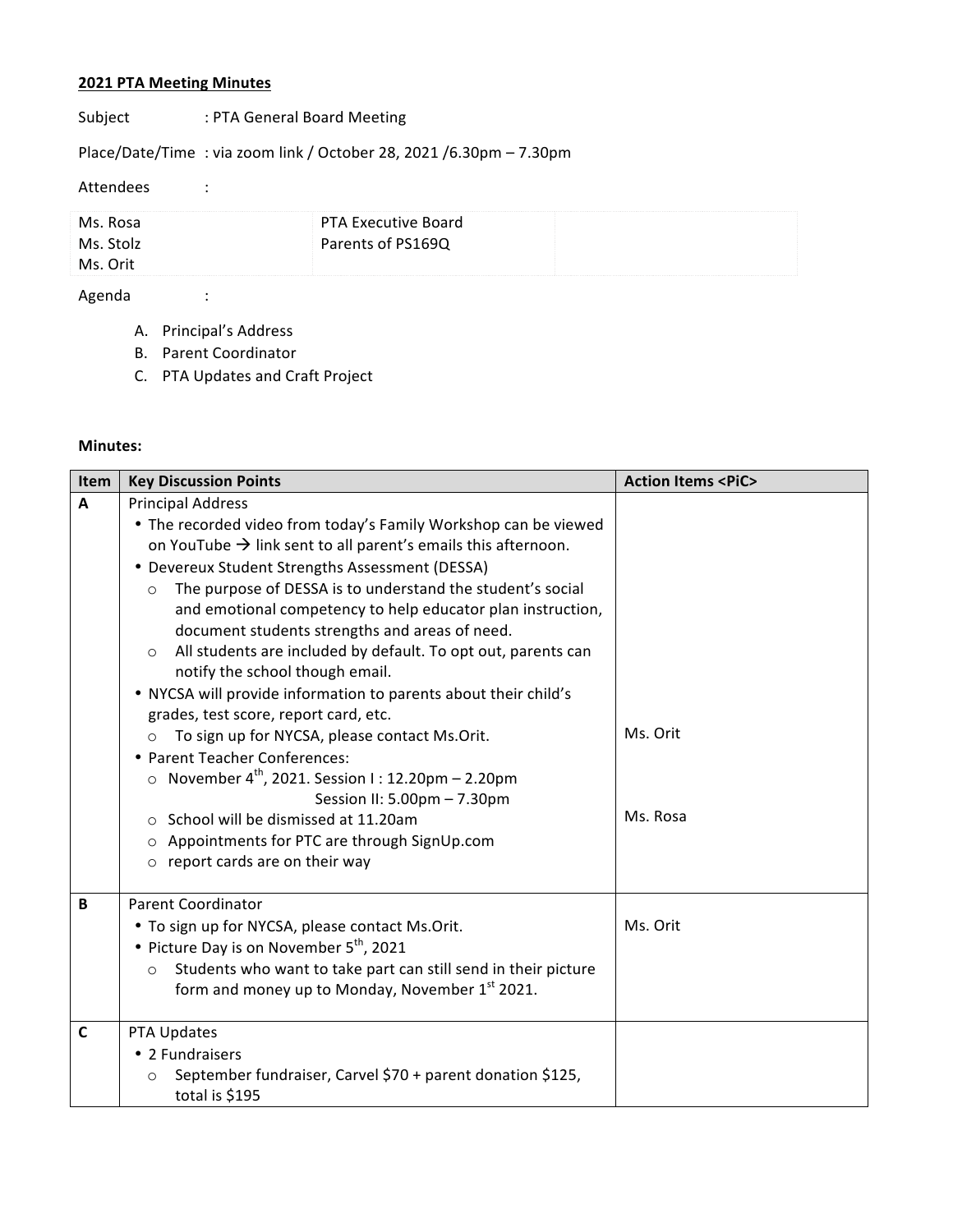**2021 PTA Meeting Minutes**

Subject : PTA General Board Meeting

Place/Date/Time : via zoom link / October 28, 2021 /6.30pm – 7.30pm

Attendees :

| | | |
|---|---|---|
| Ms. Rosa<br>Ms. Stolz<br>Ms. Orit | PTA Executive Board<br>Parents of PS169Q | |

Agenda :

A. Principal's Address
B. Parent Coordinator
C. PTA Updates and Craft Project

**Minutes:**

| Item | Key Discussion Points | Action Items <PiC> |
|---|---|---|
| A | Principal Address<br>• The recorded video from today's Family Workshop can be viewed on YouTube → link sent to all parent's emails this afternoon.<br>• Devereux Student Strengths Assessment (DESSA)<br>  ○ The purpose of DESSA is to understand the student's social and emotional competency to help educator plan instruction, document students strengths and areas of need.<br>  ○ All students are included by default. To opt out, parents can notify the school though email.<br>• NYCSA will provide information to parents about their child's grades, test score, report card, etc.<br>  ○ To sign up for NYCSA, please contact Ms.Orit.<br>• Parent Teacher Conferences:<br>  ○ November 4th, 2021. Session I : 12.20pm – 2.20pm<br>    Session II: 5.00pm – 7.30pm<br>  ○ School will be dismissed at 11.20am<br>  ○ Appointments for PTC are through SignUp.com<br>  ○ report cards are on their way | Ms. Orit<br><br>Ms. Rosa |
| B | Parent Coordinator<br>• To sign up for NYCSA, please contact Ms.Orit.<br>• Picture Day is on November 5th, 2021<br>  ○ Students who want to take part can still send in their picture form and money up to Monday, November 1st 2021. | Ms. Orit |
| C | PTA Updates<br>• 2 Fundraisers<br>  ○ September fundraiser, Carvel $70 + parent donation $125, total is $195 | |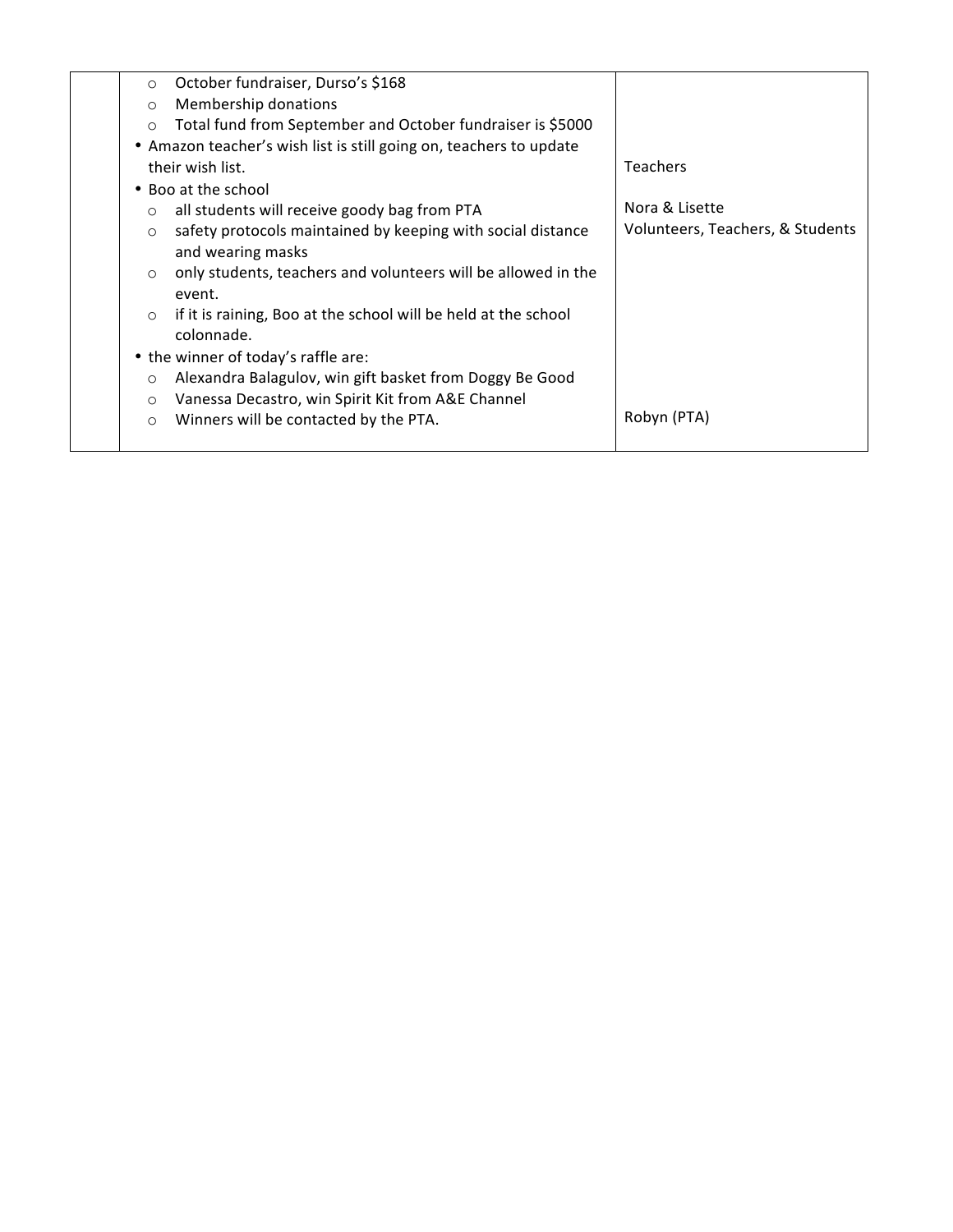| | | |
| --- | --- | --- |
| | ○ October fundraiser, Durso's $168<br>○ Membership donations<br>○ Total fund from September and October fundraiser is $5000<br>• Amazon teacher's wish list is still going on, teachers to update their wish list.<br>• Boo at the school<br>○ all students will receive goody bag from PTA<br>○ safety protocols maintained by keeping with social distance and wearing masks<br>○ only students, teachers and volunteers will be allowed in the event.<br>○ if it is raining, Boo at the school will be held at the school colonnade.<br>• the winner of today's raffle are:<br>○ Alexandra Balagulov, win gift basket from Doggy Be Good<br>○ Vanessa Decastro, win Spirit Kit from A&E Channel<br>○ Winners will be contacted by the PTA. | Teachers<br><br>Nora & Lisette<br>Volunteers, Teachers, & Students<br><br>Robyn (PTA) |